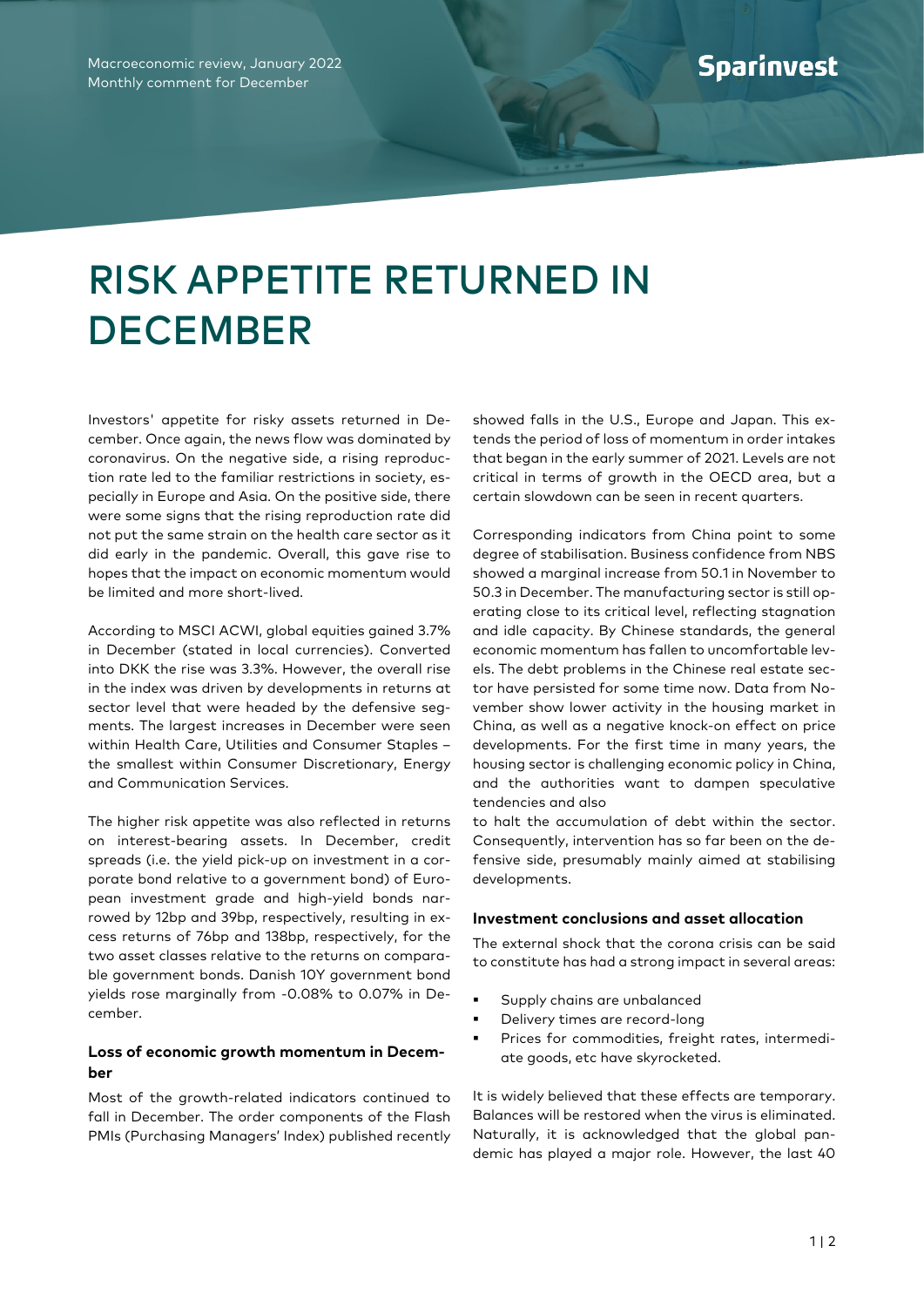Macroeconomic review, January 2022
Monthly comment for December

# RISK APPETITE RETURNED IN DECEMBER

Investors' appetite for risky assets returned in December. Once again, the news flow was dominated by coronavirus. On the negative side, a rising reproduction rate led to the familiar restrictions in society, especially in Europe and Asia. On the positive side, there were some signs that the rising reproduction rate did not put the same strain on the health care sector as it did early in the pandemic. Overall, this gave rise to hopes that the impact on economic momentum would be limited and more short-lived.

According to MSCI ACWI, global equities gained 3.7% in December (stated in local currencies). Converted into DKK the rise was 3.3%. However, the overall rise in the index was driven by developments in returns at sector level that were headed by the defensive segments. The largest increases in December were seen within Health Care, Utilities and Consumer Staples – the smallest within Consumer Discretionary, Energy and Communication Services.

The higher risk appetite was also reflected in returns on interest-bearing assets. In December, credit spreads (i.e. the yield pick-up on investment in a corporate bond relative to a government bond) of European investment grade and high-yield bonds narrowed by 12bp and 39bp, respectively, resulting in excess returns of 76bp and 138bp, respectively, for the two asset classes relative to the returns on comparable government bonds. Danish 10Y government bond yields rose marginally from -0.08% to 0.07% in December.

### Loss of economic growth momentum in December

Most of the growth-related indicators continued to fall in December. The order components of the Flash PMIs (Purchasing Managers' Index) published recently showed falls in the U.S., Europe and Japan. This extends the period of loss of momentum in order intakes that began in the early summer of 2021. Levels are not critical in terms of growth in the OECD area, but a certain slowdown can be seen in recent quarters.

Corresponding indicators from China point to some degree of stabilisation. Business confidence from NBS showed a marginal increase from 50.1 in November to 50.3 in December. The manufacturing sector is still operating close to its critical level, reflecting stagnation and idle capacity. By Chinese standards, the general economic momentum has fallen to uncomfortable levels. The debt problems in the Chinese real estate sector have persisted for some time now. Data from November show lower activity in the housing market in China, as well as a negative knock-on effect on price developments. For the first time in many years, the housing sector is challenging economic policy in China, and the authorities want to dampen speculative tendencies and also to halt the accumulation of debt within the sector. Consequently, intervention has so far been on the defensive side, presumably mainly aimed at stabilising developments.

### Investment conclusions and asset allocation

The external shock that the corona crisis can be said to constitute has had a strong impact in several areas:

- Supply chains are unbalanced
- Delivery times are record-long
- Prices for commodities, freight rates, intermediate goods, etc have skyrocketed.

It is widely believed that these effects are temporary. Balances will be restored when the virus is eliminated. Naturally, it is acknowledged that the global pandemic has played a major role. However, the last 40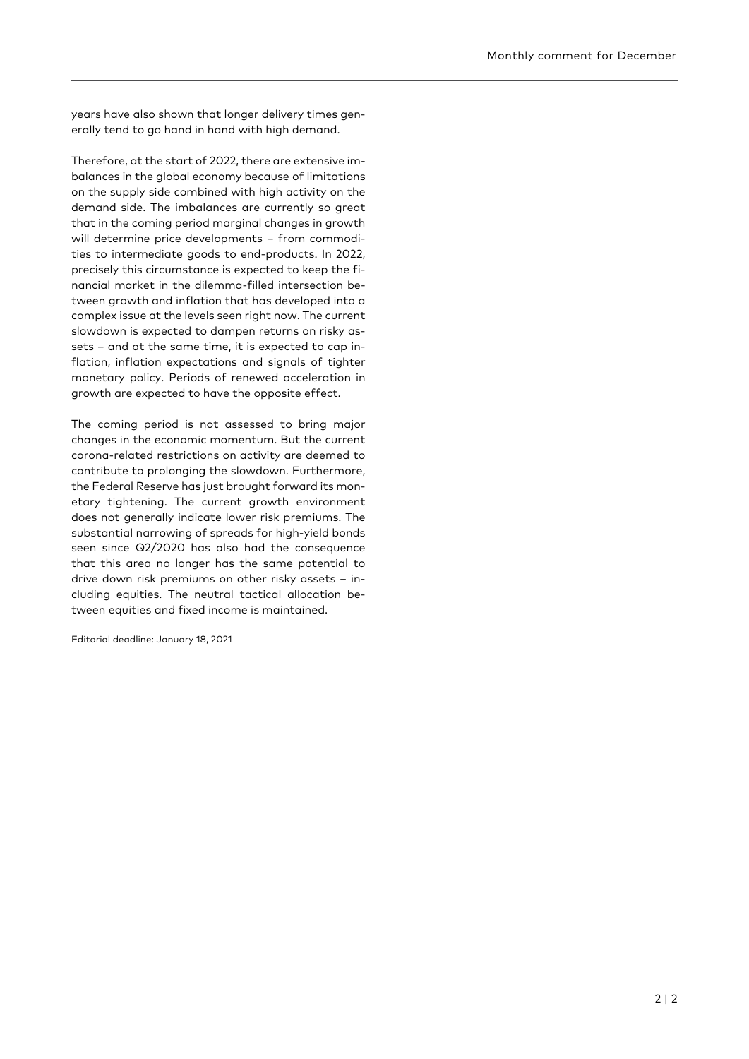years have also shown that longer delivery times generally tend to go hand in hand with high demand.

Therefore, at the start of 2022, there are extensive imbalances in the global economy because of limitations on the supply side combined with high activity on the demand side. The imbalances are currently so great that in the coming period marginal changes in growth will determine price developments – from commodities to intermediate goods to end-products. In 2022, precisely this circumstance is expected to keep the financial market in the dilemma-filled intersection between growth and inflation that has developed into a complex issue at the levels seen right now. The current slowdown is expected to dampen returns on risky assets – and at the same time, it is expected to cap inflation, inflation expectations and signals of tighter monetary policy. Periods of renewed acceleration in growth are expected to have the opposite effect.

The coming period is not assessed to bring major changes in the economic momentum. But the current corona-related restrictions on activity are deemed to contribute to prolonging the slowdown. Furthermore, the Federal Reserve has just brought forward its monetary tightening. The current growth environment does not generally indicate lower risk premiums. The substantial narrowing of spreads for high-yield bonds seen since Q2/2020 has also had the consequence that this area no longer has the same potential to drive down risk premiums on other risky assets – including equities. The neutral tactical allocation between equities and fixed income is maintained.

Editorial deadline: January 18, 2021